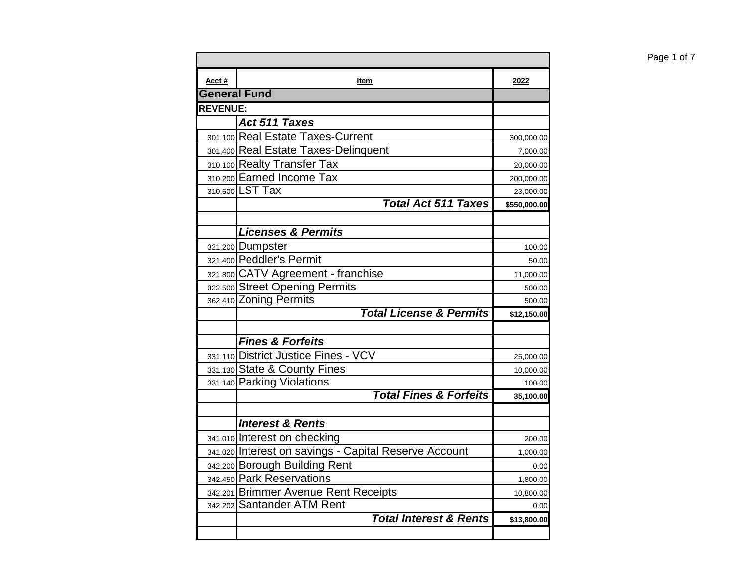| Acct # | Item | 2022 |
|---|---|---|
| **General Fund** | | |
| **REVENUE:** | | |
| | ***Act 511 Taxes*** | |
| 301.100 | Real Estate Taxes-Current | 300,000.00 |
| 301.400 | Real Estate Taxes-Delinquent | 7,000.00 |
| 310.100 | Realty Transfer Tax | 20,000.00 |
| 310.200 | Earned Income Tax | 200,000.00 |
| 310.500 | LST Tax | 23,000.00 |
| | ***Total Act 511 Taxes*** | **$550,000.00** |
| | | |
| | ***Licenses & Permits*** | |
| 321.200 | Dumpster | 100.00 |
| 321.400 | Peddler's Permit | 50.00 |
| 321.800 | CATV Agreement - franchise | 11,000.00 |
| 322.500 | Street Opening Permits | 500.00 |
| 362.410 | Zoning Permits | 500.00 |
| | ***Total License & Permits*** | **$12,150.00** |
| | | |
| | ***Fines & Forfeits*** | |
| 331.110 | District Justice Fines - VCV | 25,000.00 |
| 331.130 | State & County Fines | 10,000.00 |
| 331.140 | Parking Violations | 100.00 |
| | ***Total Fines & Forfeits*** | **35,100.00** |
| | | |
| | ***Interest & Rents*** | |
| 341.010 | Interest on checking | 200.00 |
| 341.020 | Interest on savings - Capital Reserve Account | 1,000.00 |
| 342.200 | Borough Building Rent | 0.00 |
| 342.450 | Park Reservations | 1,800.00 |
| 342.201 | Brimmer Avenue Rent Receipts | 10,800.00 |
| 342.202 | Santander ATM Rent | 0.00 |
| | ***Total Interest & Rents*** | **$13,800.00** |
| | | |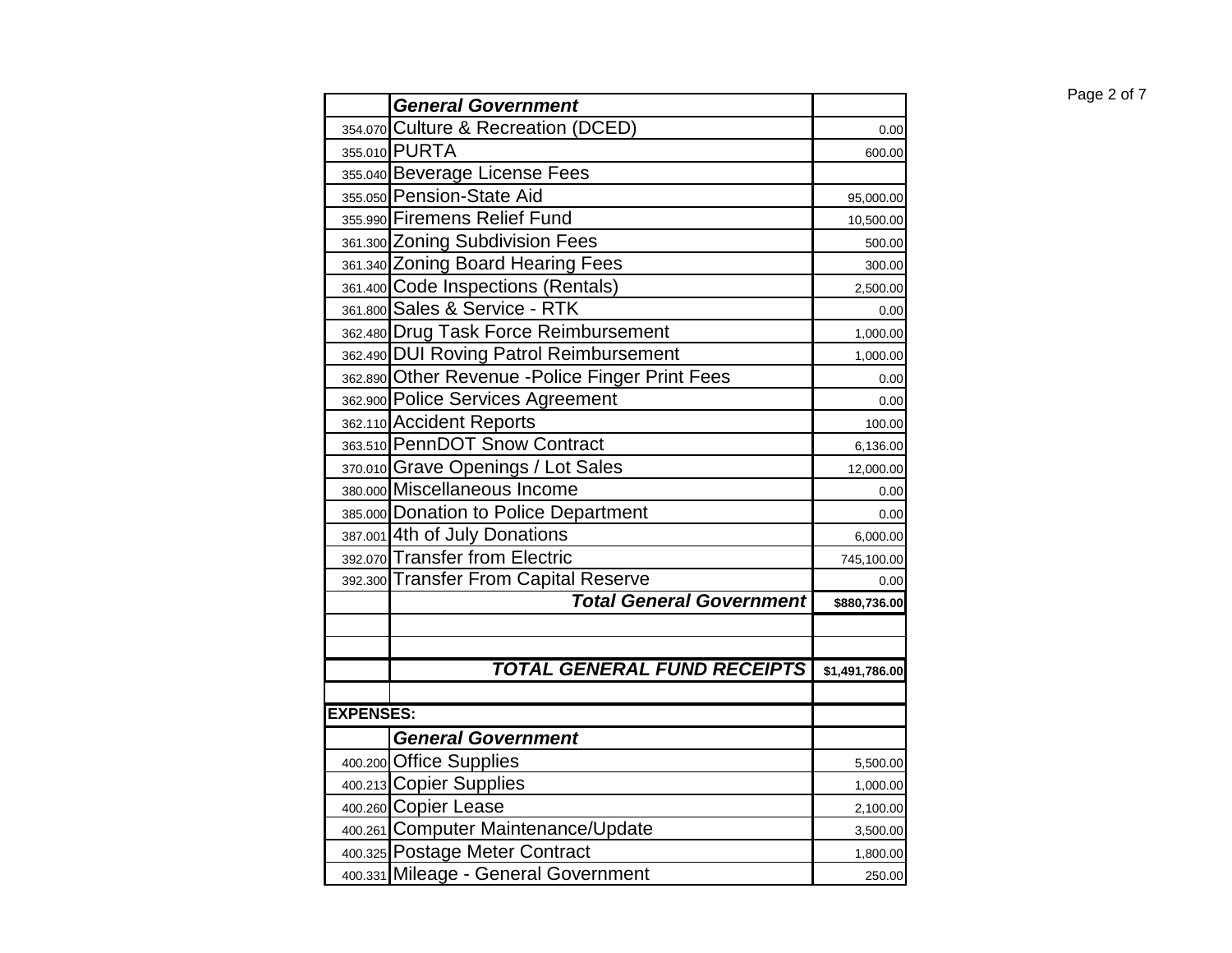| | | |
|---|---|---|
| | ***General Government*** | |
| 354.070 | Culture & Recreation (DCED) | 0.00 |
| 355.010 | PURTA | 600.00 |
| 355.040 | Beverage License Fees | |
| 355.050 | Pension-State Aid | 95,000.00 |
| 355.990 | Firemens Relief Fund | 10,500.00 |
| 361.300 | Zoning Subdivision Fees | 500.00 |
| 361.340 | Zoning Board Hearing Fees | 300.00 |
| 361.400 | Code Inspections (Rentals) | 2,500.00 |
| 361.800 | Sales & Service - RTK | 0.00 |
| 362.480 | Drug Task Force Reimbursement | 1,000.00 |
| 362.490 | DUI Roving Patrol Reimbursement | 1,000.00 |
| 362.890 | Other Revenue -Police Finger Print Fees | 0.00 |
| 362.900 | Police Services Agreement | 0.00 |
| 362.110 | Accident Reports | 100.00 |
| 363.510 | PennDOT Snow Contract | 6,136.00 |
| 370.010 | Grave Openings / Lot Sales | 12,000.00 |
| 380.000 | Miscellaneous Income | 0.00 |
| 385.000 | Donation to Police Department | 0.00 |
| 387.001 | 4th of July Donations | 6,000.00 |
| 392.070 | Transfer from Electric | 745,100.00 |
| 392.300 | Transfer From Capital Reserve | 0.00 |
| | ***Total General Government*** | **$880,736.00** |
| | | |
| | | |
| | ***TOTAL GENERAL FUND RECEIPTS*** | **$1,491,786.00** |
| | | |
| **EXPENSES:** | | |
| | ***General Government*** | |
| 400.200 | Office Supplies | 5,500.00 |
| 400.213 | Copier Supplies | 1,000.00 |
| 400.260 | Copier Lease | 2,100.00 |
| 400.261 | Computer Maintenance/Update | 3,500.00 |
| 400.325 | Postage Meter Contract | 1,800.00 |
| 400.331 | Mileage - General Government | 250.00 |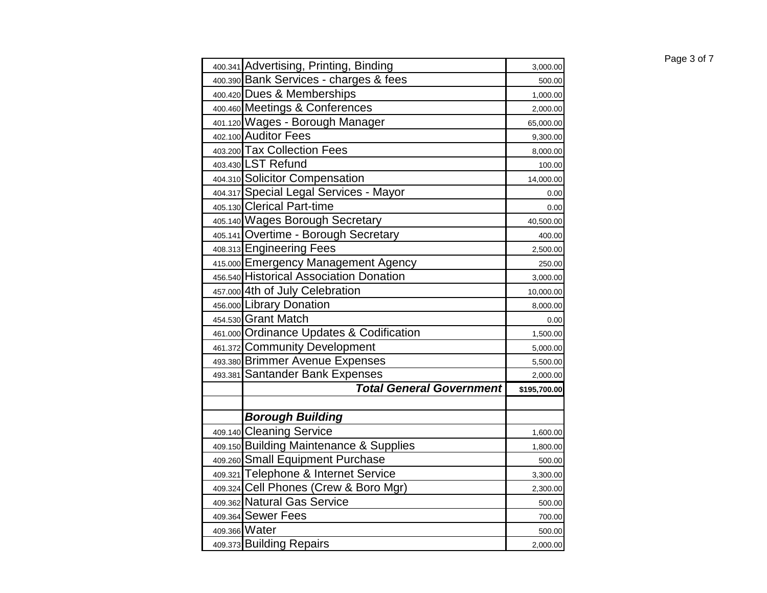| | | |
|---|---|---|
| 400.341 | Advertising, Printing, Binding | 3,000.00 |
| 400.390 | Bank Services - charges & fees | 500.00 |
| 400.420 | Dues & Memberships | 1,000.00 |
| 400.460 | Meetings & Conferences | 2,000.00 |
| 401.120 | Wages - Borough Manager | 65,000.00 |
| 402.100 | Auditor Fees | 9,300.00 |
| 403.200 | Tax Collection Fees | 8,000.00 |
| 403.430 | LST Refund | 100.00 |
| 404.310 | Solicitor Compensation | 14,000.00 |
| 404.317 | Special Legal Services - Mayor | 0.00 |
| 405.130 | Clerical Part-time | 0.00 |
| 405.140 | Wages Borough Secretary | 40,500.00 |
| 405.141 | Overtime - Borough Secretary | 400.00 |
| 408.313 | Engineering Fees | 2,500.00 |
| 415.000 | Emergency Management Agency | 250.00 |
| 456.540 | Historical Association Donation | 3,000.00 |
| 457.000 | 4th of July Celebration | 10,000.00 |
| 456.000 | Library Donation | 8,000.00 |
| 454.530 | Grant Match | 0.00 |
| 461.000 | Ordinance Updates & Codification | 1,500.00 |
| 461.372 | Community Development | 5,000.00 |
| 493.380 | Brimmer Avenue Expenses | 5,500.00 |
| 493.381 | Santander Bank Expenses | 2,000.00 |
| | ***Total General Government*** | **$195,700.00** |
| | | |
| | ***Borough Building*** | |
| 409.140 | Cleaning Service | 1,600.00 |
| 409.150 | Building Maintenance & Supplies | 1,800.00 |
| 409.260 | Small Equipment Purchase | 500.00 |
| 409.321 | Telephone & Internet Service | 3,300.00 |
| 409.324 | Cell Phones (Crew & Boro Mgr) | 2,300.00 |
| 409.362 | Natural Gas Service | 500.00 |
| 409.364 | Sewer Fees | 700.00 |
| 409.366 | Water | 500.00 |
| 409.373 | Building Repairs | 2,000.00 |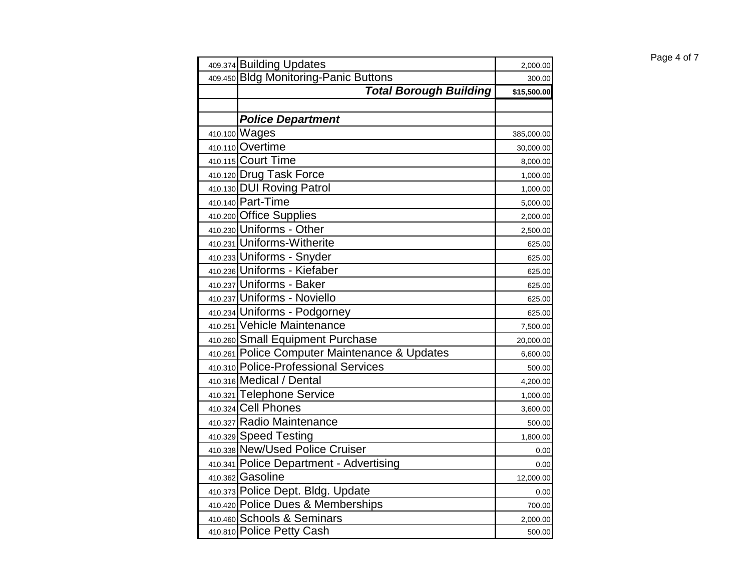| | | |
|---|---|---|
| 409.374 | Building Updates | 2,000.00 |
| 409.450 | Bldg Monitoring-Panic Buttons | 300.00 |
| | ***Total Borough Building*** | **$15,500.00** |
| | | |
| | ***Police Department*** | |
| 410.100 | Wages | 385,000.00 |
| 410.110 | Overtime | 30,000.00 |
| 410.115 | Court Time | 8,000.00 |
| 410.120 | Drug Task Force | 1,000.00 |
| 410.130 | DUI Roving Patrol | 1,000.00 |
| 410.140 | Part-Time | 5,000.00 |
| 410.200 | Office Supplies | 2,000.00 |
| 410.230 | Uniforms - Other | 2,500.00 |
| 410.231 | Uniforms-Witherite | 625.00 |
| 410.233 | Uniforms - Snyder | 625.00 |
| 410.236 | Uniforms - Kiefaber | 625.00 |
| 410.237 | Uniforms - Baker | 625.00 |
| 410.237 | Uniforms - Noviello | 625.00 |
| 410.234 | Uniforms - Podgorney | 625.00 |
| 410.251 | Vehicle Maintenance | 7,500.00 |
| 410.260 | Small Equipment Purchase | 20,000.00 |
| 410.261 | Police Computer Maintenance & Updates | 6,600.00 |
| 410.310 | Police-Professional Services | 500.00 |
| 410.316 | Medical / Dental | 4,200.00 |
| 410.321 | Telephone Service | 1,000.00 |
| 410.324 | Cell Phones | 3,600.00 |
| 410.327 | Radio Maintenance | 500.00 |
| 410.329 | Speed Testing | 1,800.00 |
| 410.338 | New/Used Police Cruiser | 0.00 |
| 410.341 | Police Department - Advertising | 0.00 |
| 410.362 | Gasoline | 12,000.00 |
| 410.373 | Police Dept. Bldg. Update | 0.00 |
| 410.420 | Police Dues & Memberships | 700.00 |
| 410.460 | Schools & Seminars | 2,000.00 |
| 410.810 | Police Petty Cash | 500.00 |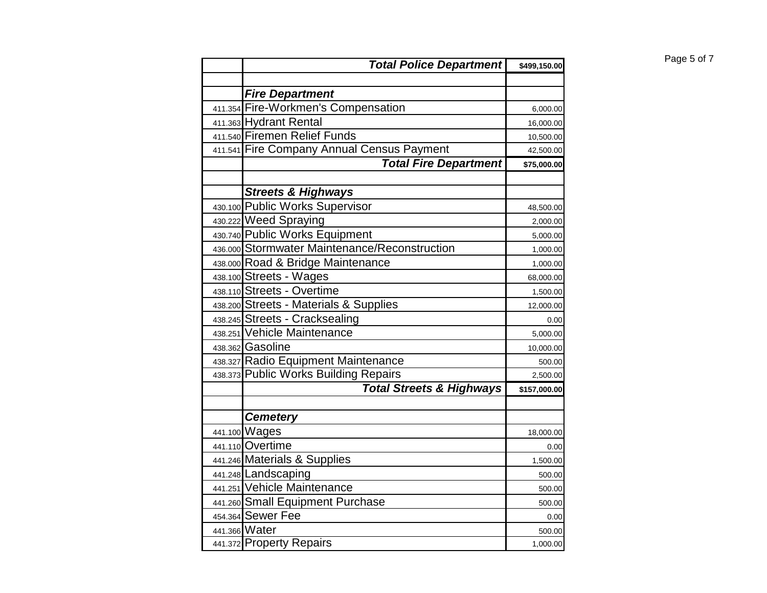| | | |
|---|---|---|
| | ***Total Police Department*** | **$499,150.00** |
| | | |
| | ***Fire Department*** | |
| 411.354 | Fire-Workmen's Compensation | 6,000.00 |
| 411.363 | Hydrant Rental | 16,000.00 |
| 411.540 | Firemen Relief Funds | 10,500.00 |
| 411.541 | Fire Company Annual Census Payment | 42,500.00 |
| | ***Total Fire Department*** | **$75,000.00** |
| | | |
| | ***Streets & Highways*** | |
| 430.100 | Public Works Supervisor | 48,500.00 |
| 430.222 | Weed Spraying | 2,000.00 |
| 430.740 | Public Works Equipment | 5,000.00 |
| 436.000 | Stormwater Maintenance/Reconstruction | 1,000.00 |
| 438.000 | Road & Bridge Maintenance | 1,000.00 |
| 438.100 | Streets - Wages | 68,000.00 |
| 438.110 | Streets - Overtime | 1,500.00 |
| 438.200 | Streets - Materials & Supplies | 12,000.00 |
| 438.245 | Streets - Cracksealing | 0.00 |
| 438.251 | Vehicle Maintenance | 5,000.00 |
| 438.362 | Gasoline | 10,000.00 |
| 438.327 | Radio Equipment Maintenance | 500.00 |
| 438.373 | Public Works Building Repairs | 2,500.00 |
| | ***Total Streets & Highways*** | **$157,000.00** |
| | | |
| | ***Cemetery*** | |
| 441.100 | Wages | 18,000.00 |
| 441.110 | Overtime | 0.00 |
| 441.246 | Materials & Supplies | 1,500.00 |
| 441.248 | Landscaping | 500.00 |
| 441.251 | Vehicle Maintenance | 500.00 |
| 441.260 | Small Equipment Purchase | 500.00 |
| 454.364 | Sewer Fee | 0.00 |
| 441.366 | Water | 500.00 |
| 441.372 | Property Repairs | 1,000.00 |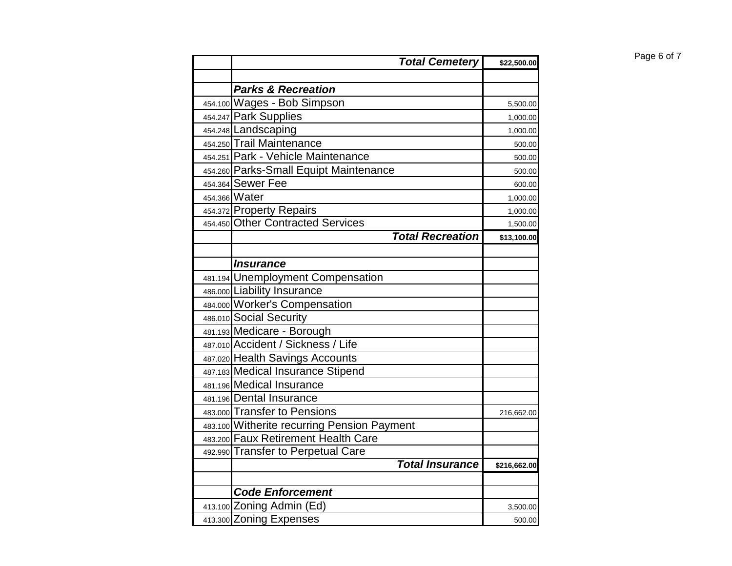| | | |
|---|---|---|
| | ***Total Cemetery*** | **$22,500.00** |
| | | |
| | ***Parks & Recreation*** | |
| 454.100 | Wages - Bob Simpson | 5,500.00 |
| 454.247 | Park Supplies | 1,000.00 |
| 454.248 | Landscaping | 1,000.00 |
| 454.250 | Trail Maintenance | 500.00 |
| 454.251 | Park - Vehicle Maintenance | 500.00 |
| 454.260 | Parks-Small Equipt Maintenance | 500.00 |
| 454.364 | Sewer Fee | 600.00 |
| 454.366 | Water | 1,000.00 |
| 454.372 | Property Repairs | 1,000.00 |
| 454.450 | Other Contracted Services | 1,500.00 |
| | ***Total Recreation*** | **$13,100.00** |
| | | |
| | ***Insurance*** | |
| 481.194 | Unemployment Compensation | |
| 486.000 | Liability Insurance | |
| 484.000 | Worker's Compensation | |
| 486.010 | Social Security | |
| 481.193 | Medicare - Borough | |
| 487.010 | Accident / Sickness / Life | |
| 487.020 | Health Savings Accounts | |
| 487.183 | Medical Insurance Stipend | |
| 481.196 | Medical Insurance | |
| 481.196 | Dental Insurance | |
| 483.000 | Transfer to Pensions | 216,662.00 |
| 483.100 | Witherite recurring Pension Payment | |
| 483.200 | Faux Retirement Health Care | |
| 492.990 | Transfer to Perpetual Care | |
| | ***Total Insurance*** | **$216,662.00** |
| | | |
| | ***Code Enforcement*** | |
| 413.100 | Zoning Admin (Ed) | 3,500.00 |
| 413.300 | Zoning Expenses | 500.00 |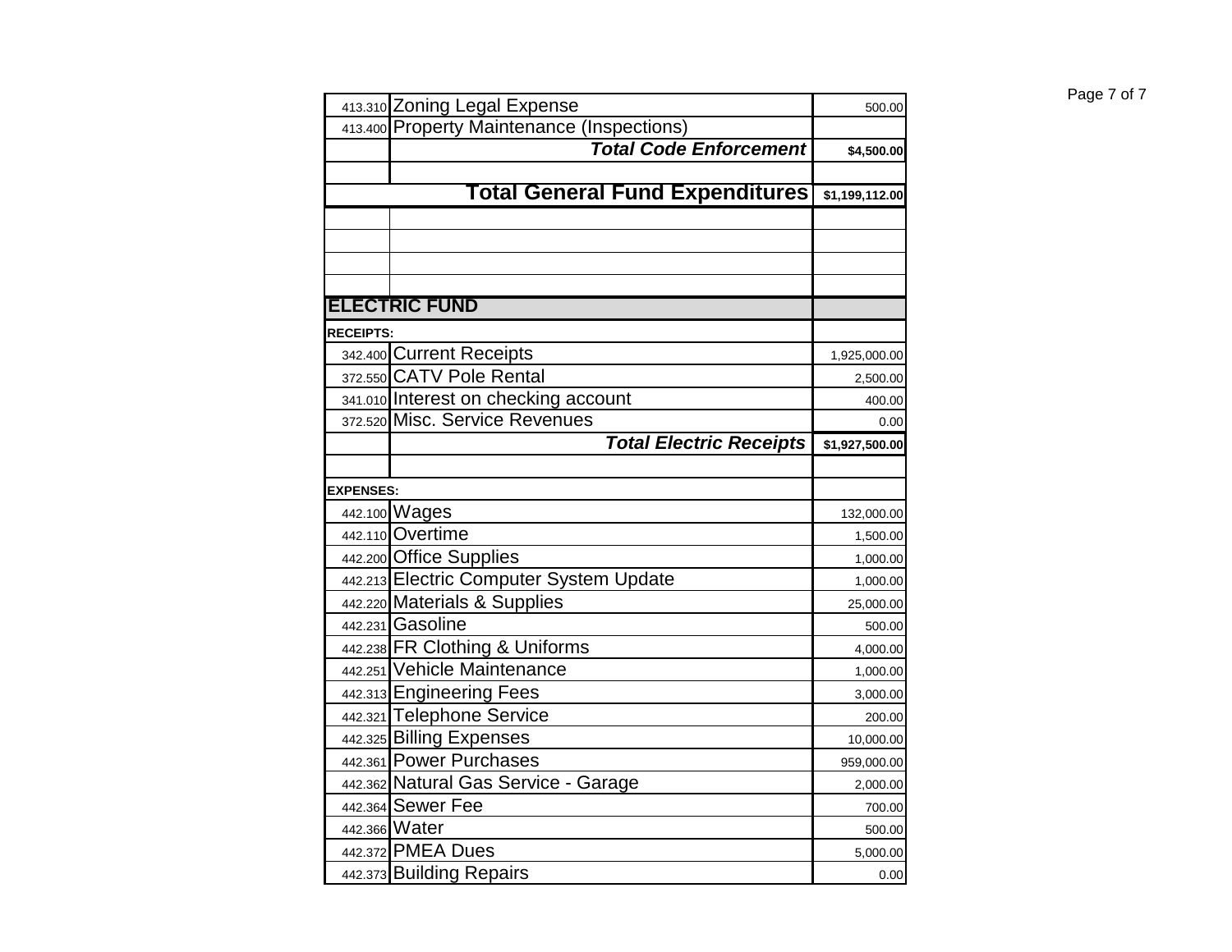| | | |
|---|---|---|
| 413.310 | Zoning Legal Expense | 500.00 |
| 413.400 | Property Maintenance (Inspections) | |
| | ***Total Code Enforcement*** | **$4,500.00** |
| | | |
| | **Total General Fund Expenditures** | **$1,199,112.00** |
| | | |
| | | |
| | | |
| | | |
| **ELECTRIC FUND** | | |
| **RECEIPTS:** | | |
| 342.400 | Current Receipts | 1,925,000.00 |
| 372.550 | CATV Pole Rental | 2,500.00 |
| 341.010 | Interest on checking account | 400.00 |
| 372.520 | Misc. Service Revenues | 0.00 |
| | ***Total Electric Receipts*** | **$1,927,500.00** |
| | | |
| **EXPENSES:** | | |
| 442.100 | Wages | 132,000.00 |
| 442.110 | Overtime | 1,500.00 |
| 442.200 | Office Supplies | 1,000.00 |
| 442.213 | Electric Computer System Update | 1,000.00 |
| 442.220 | Materials & Supplies | 25,000.00 |
| 442.231 | Gasoline | 500.00 |
| 442.238 | FR Clothing & Uniforms | 4,000.00 |
| 442.251 | Vehicle Maintenance | 1,000.00 |
| 442.313 | Engineering Fees | 3,000.00 |
| 442.321 | Telephone Service | 200.00 |
| 442.325 | Billing Expenses | 10,000.00 |
| 442.361 | Power Purchases | 959,000.00 |
| 442.362 | Natural Gas Service - Garage | 2,000.00 |
| 442.364 | Sewer Fee | 700.00 |
| 442.366 | Water | 500.00 |
| 442.372 | PMEA Dues | 5,000.00 |
| 442.373 | Building Repairs | 0.00 |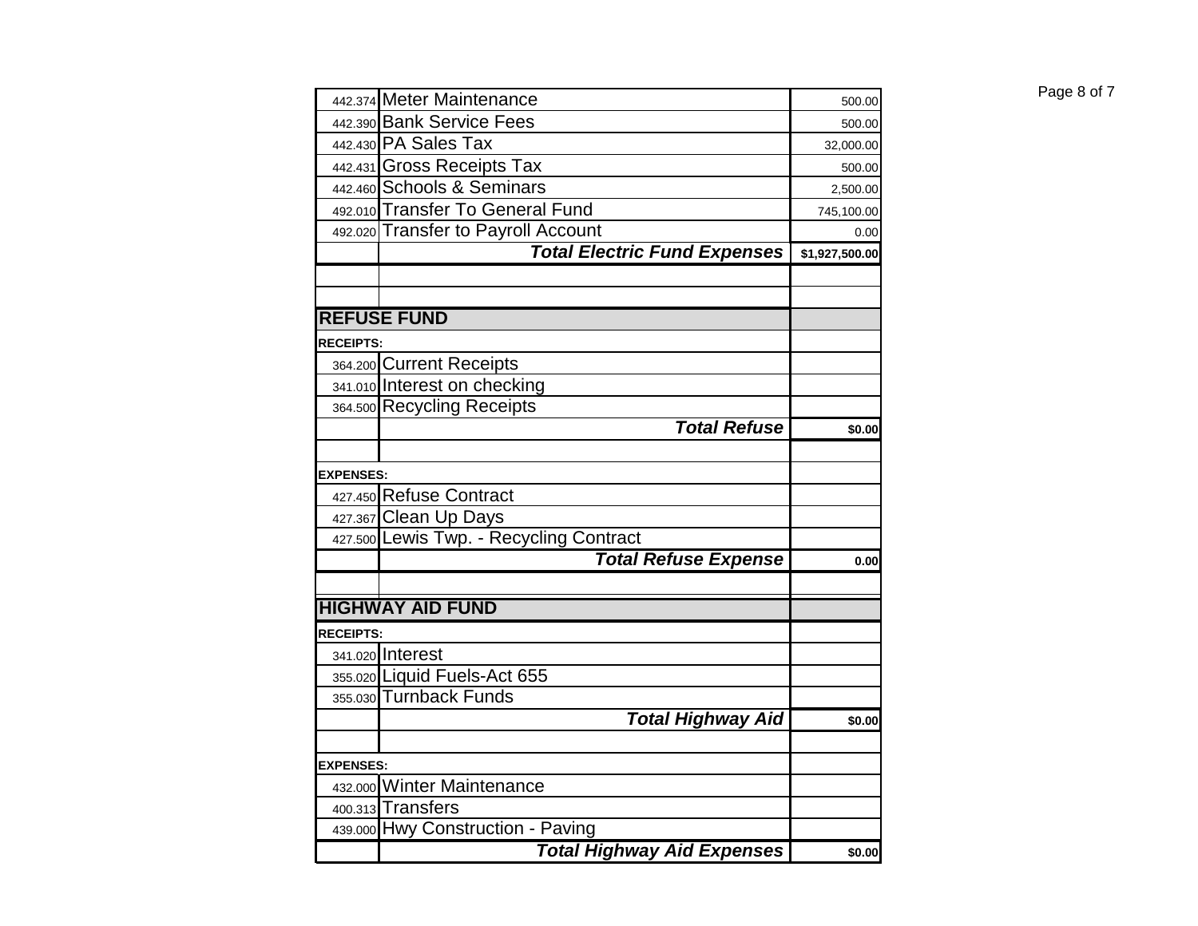| | | |
|---|---|---|
| 442.374 | Meter Maintenance | 500.00 |
| 442.390 | Bank Service Fees | 500.00 |
| 442.430 | PA Sales Tax | 32,000.00 |
| 442.431 | Gross Receipts Tax | 500.00 |
| 442.460 | Schools & Seminars | 2,500.00 |
| 492.010 | Transfer To General Fund | 745,100.00 |
| 492.020 | Transfer to Payroll Account | 0.00 |
| | ***Total Electric Fund Expenses*** | **$1,927,500.00** |
| | | |
| | | |
| **REFUSE FUND** | | |
| **RECEIPTS:** | | |
| 364.200 | Current Receipts | |
| 341.010 | Interest on checking | |
| 364.500 | Recycling Receipts | |
| | ***Total Refuse*** | **$0.00** |
| | | |
| **EXPENSES:** | | |
| 427.450 | Refuse Contract | |
| 427.367 | Clean Up Days | |
| 427.500 | Lewis Twp. - Recycling Contract | |
| | ***Total Refuse Expense*** | **0.00** |
| | | |
| **HIGHWAY AID FUND** | | |
| **RECEIPTS:** | | |
| 341.020 | Interest | |
| 355.020 | Liquid Fuels-Act 655 | |
| 355.030 | Turnback Funds | |
| | ***Total Highway Aid*** | **$0.00** |
| | | |
| **EXPENSES:** | | |
| 432.000 | Winter Maintenance | |
| 400.313 | Transfers | |
| 439.000 | Hwy Construction - Paving | |
| | ***Total Highway Aid Expenses*** | **$0.00** |